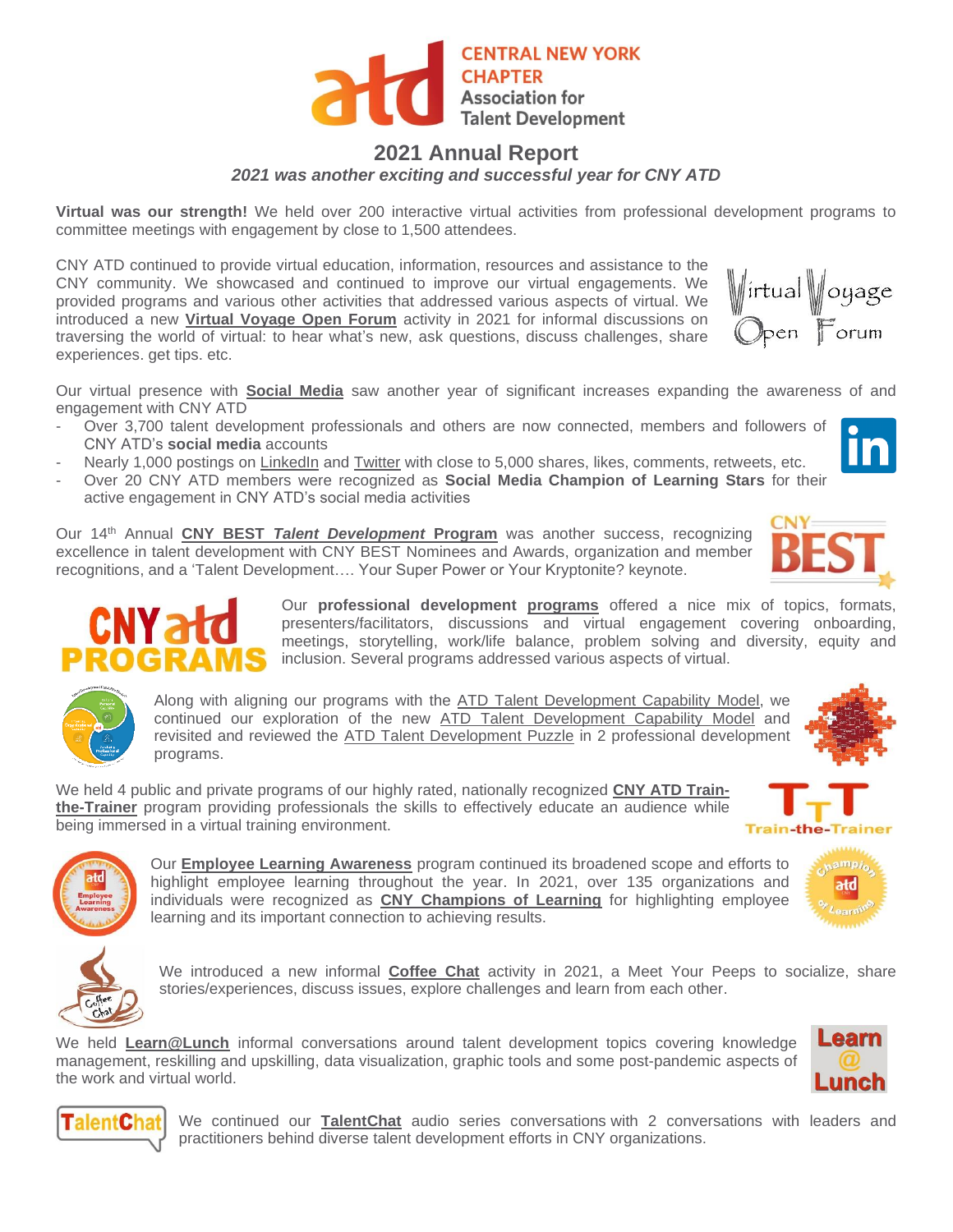# 2021 Annual Report

***2021 was another exciting and successful year for CNY ATD***

**Virtual was our strength!** We held over 200 interactive virtual activities from professional development programs to committee meetings with engagement by close to 1,500 attendees.

CNY ATD continued to provide virtual education, information, resources and assistance to the CNY community. We showcased and continued to improve our virtual engagements. We provided programs and various other activities that addressed various aspects of virtual. We introduced a new **Virtual Voyage Open Forum** activity in 2021 for informal discussions on traversing the world of virtual: to hear what's new, ask questions, discuss challenges, share experiences. get tips. etc.

Our virtual presence with **Social Media** saw another year of significant increases expanding the awareness of and engagement with CNY ATD

- Over 3,700 talent development professionals and others are now connected, members and followers of CNY ATD's **social media** accounts
- Nearly 1,000 postings on LinkedIn and Twitter with close to 5,000 shares, likes, comments, retweets, etc.
- Over 20 CNY ATD members were recognized as **Social Media Champion of Learning Stars** for their active engagement in CNY ATD's social media activities

Our 14th Annual **CNY BEST *Talent Development* Program** was another success, recognizing excellence in talent development with CNY BEST Nominees and Awards, organization and member recognitions, and a 'Talent Development…. Your Super Power or Your Kryptonite? keynote.

Our **professional development programs** offered a nice mix of topics, formats, presenters/facilitators, discussions and virtual engagement covering onboarding, meetings, storytelling, work/life balance, problem solving and diversity, equity and inclusion. Several programs addressed various aspects of virtual.

Along with aligning our programs with the ATD Talent Development Capability Model, we continued our exploration of the new ATD Talent Development Capability Model and revisited and reviewed the ATD Talent Development Puzzle in 2 professional development programs.

We held 4 public and private programs of our highly rated, nationally recognized **CNY ATD Train-the-Trainer** program providing professionals the skills to effectively educate an audience while being immersed in a virtual training environment.

Our **Employee Learning Awareness** program continued its broadened scope and efforts to highlight employee learning throughout the year. In 2021, over 135 organizations and individuals were recognized as **CNY Champions of Learning** for highlighting employee learning and its important connection to achieving results.

We introduced a new informal **Coffee Chat** activity in 2021, a Meet Your Peeps to socialize, share stories/experiences, discuss issues, explore challenges and learn from each other.

We held **Learn@Lunch** informal conversations around talent development topics covering knowledge management, reskilling and upskilling, data visualization, graphic tools and some post-pandemic aspects of the work and virtual world.

We continued our **TalentChat** audio series conversations with 2 conversations with leaders and practitioners behind diverse talent development efforts in CNY organizations.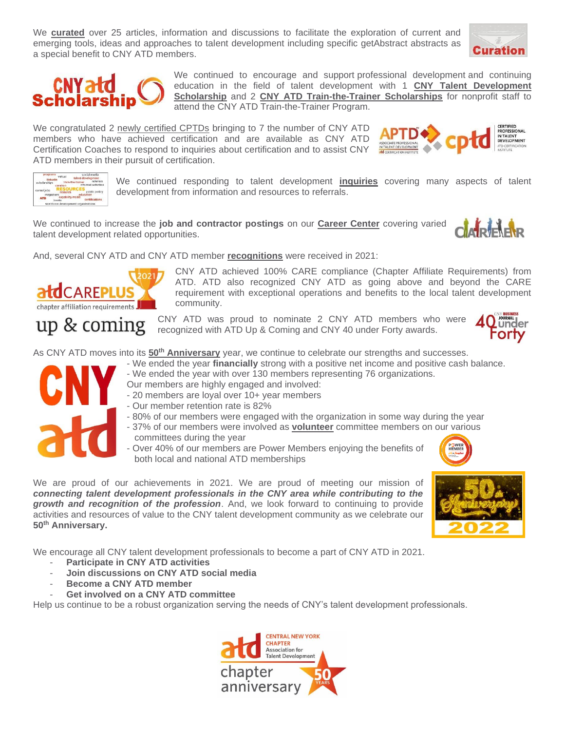We **curated** over 25 articles, information and discussions to facilitate the exploration of current and emerging tools, ideas and approaches to talent development including specific getAbstract abstracts as a special benefit to CNY ATD members.

We continued to encourage and support professional development and continuing education in the field of talent development with 1 **CNY Talent Development Scholarship** and 2 **CNY ATD Train-the-Trainer Scholarships** for nonprofit staff to attend the CNY ATD Train-the-Trainer Program.

We congratulated 2 newly certified CPTDs bringing to 7 the number of CNY ATD members who have achieved certification and are available as CNY ATD Certification Coaches to respond to inquiries about certification and to assist CNY ATD members in their pursuit of certification.

We continued responding to talent development **inquiries** covering many aspects of talent development from information and resources to referrals.

We continued to increase the **job and contractor postings** on our **Career Center** covering varied talent development related opportunities.

And, several CNY ATD and CNY ATD member **recognitions** were received in 2021:

CNY ATD achieved 100% CARE compliance (Chapter Affiliate Requirements) from ATD. ATD also recognized CNY ATD as going above and beyond the CARE requirement with exceptional operations and benefits to the local talent development community.

CNY ATD was proud to nominate 2 CNY ATD members who were recognized with ATD Up & Coming and CNY 40 under Forty awards.

As CNY ATD moves into its **50th Anniversary** year, we continue to celebrate our strengths and successes.

- We ended the year **financially** strong with a positive net income and positive cash balance.
- We ended the year with over 130 members representing 76 organizations.

Our members are highly engaged and involved:

- 20 members are loyal over 10+ year members
- Our member retention rate is 82%
- 80% of our members were engaged with the organization in some way during the year
- 37% of our members were involved as **volunteer** committee members on our various committees during the year
- Over 40% of our members are Power Members enjoying the benefits of both local and national ATD memberships

We are proud of our achievements in 2021. We are proud of meeting our mission of ***connecting talent development professionals in the CNY area while contributing to the growth and recognition of the profession***. And, we look forward to continuing to provide activities and resources of value to the CNY talent development community as we celebrate our **50th Anniversary.**

We encourage all CNY talent development professionals to become a part of CNY ATD in 2021.

- **Participate in CNY ATD activities**
- **Join discussions on CNY ATD social media**
- **Become a CNY ATD member**
- **Get involved on a CNY ATD committee**

Help us continue to be a robust organization serving the needs of CNY's talent development professionals.